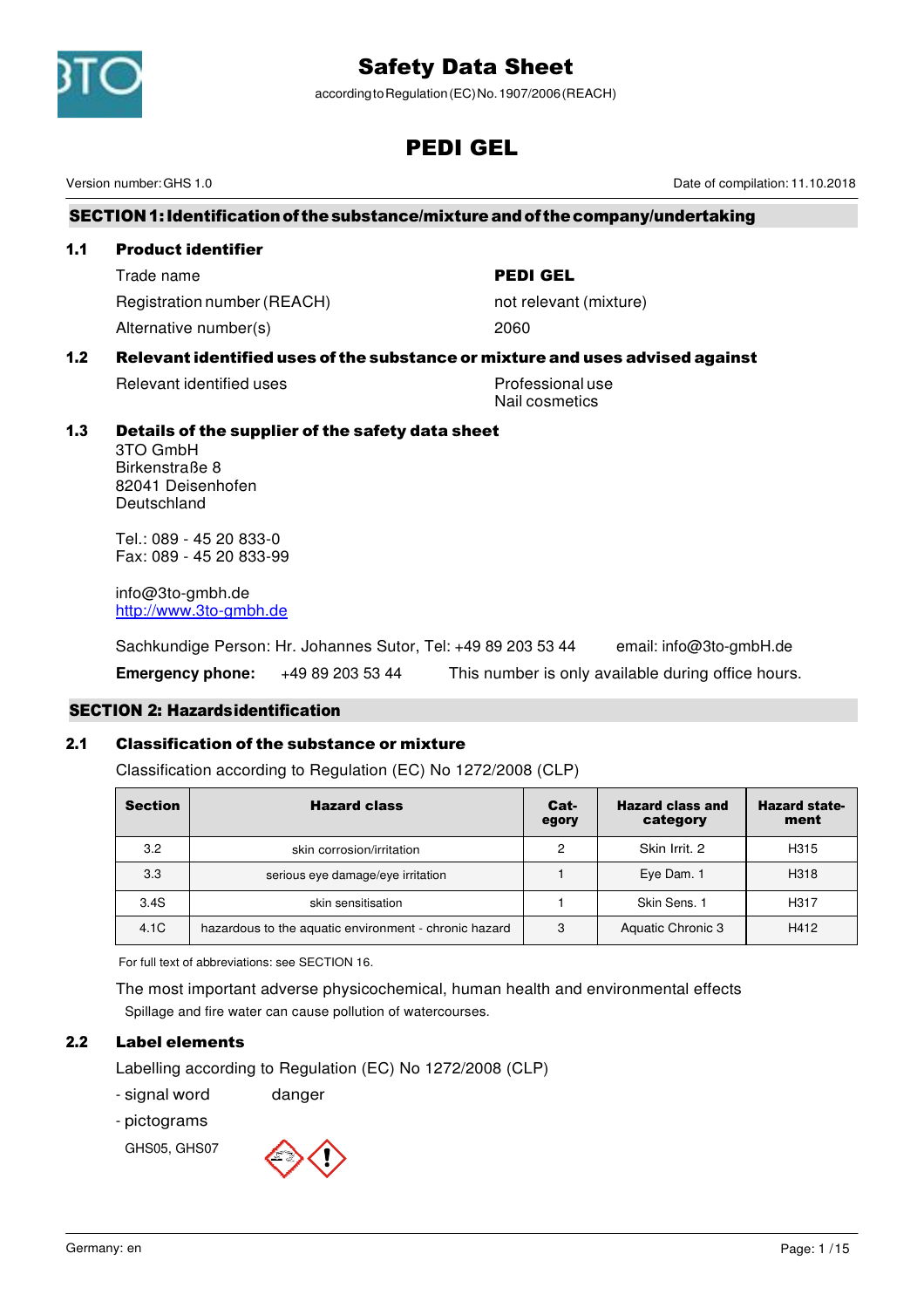# Safety Data Sheet

according to Regulation (EC) No. 1907/2006 (REACH)

# PEDI GEL

Version number: GHS 1.0 | Date of compilation: 11.10.2018

## SECTION 1: Identification of the substance/mixture and of the company/undertaking

### 1.1 Product identifier

| | |
|---|---|
| Trade name | **PEDI GEL** |
| Registration number (REACH) | not relevant (mixture) |
| Alternative number(s) | 2060 |

### 1.2 Relevant identified uses of the substance or mixture and uses advised against

| | |
|---|---|
| Relevant identified uses | Professional use<br>Nail cosmetics |

### 1.3 Details of the supplier of the safety data sheet

3TO GmbH
Birkenstraße 8
82041 Deisenhofen
Deutschland

Tel.: 089 - 45 20 833-0
Fax: 089 - 45 20 833-99

info@3to-gmbh.de
http://www.3to-gmbh.de

Sachkundige Person: Hr. Johannes Sutor, Tel: +49 89 203 53 44 email: info@3to-gmbH.de

**Emergency phone:** +49 89 203 53 44 This number is only available during office hours.

## SECTION 2: Hazardsidentification

### 2.1 Classification of the substance or mixture

Classification according to Regulation (EC) No 1272/2008 (CLP)

| Section | Hazard class | Category | Hazard class and category | Hazard statement |
|---|---|---|---|---|
| 3.2 | skin corrosion/irritation | 2 | Skin Irrit. 2 | H315 |
| 3.3 | serious eye damage/eye irritation | 1 | Eye Dam. 1 | H318 |
| 3.4S | skin sensitisation | 1 | Skin Sens. 1 | H317 |
| 4.1C | hazardous to the aquatic environment - chronic hazard | 3 | Aquatic Chronic 3 | H412 |

For full text of abbreviations: see SECTION 16.

The most important adverse physicochemical, human health and environmental effects

Spillage and fire water can cause pollution of watercourses.

### 2.2 Label elements

Labelling according to Regulation (EC) No 1272/2008 (CLP)

- signal word danger
- pictograms

GHS05, GHS07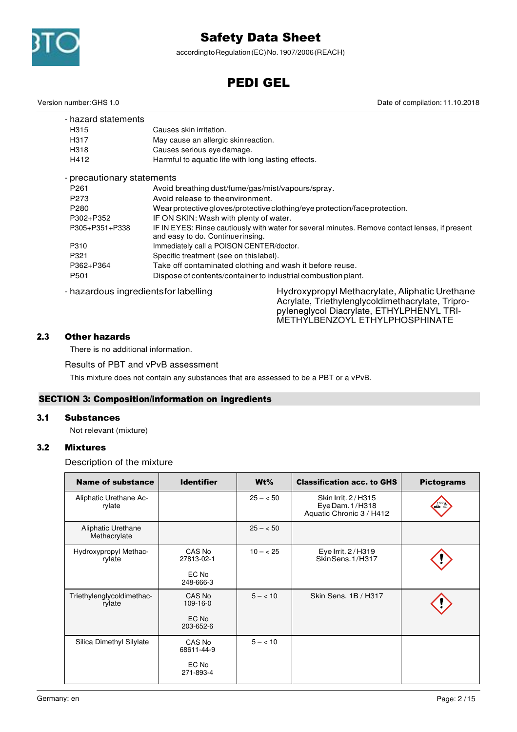- hazard statements

| | |
|---|---|
| H315 | Causes skin irritation. |
| H317 | May cause an allergic skin reaction. |
| H318 | Causes serious eye damage. |
| H412 | Harmful to aquatic life with long lasting effects. |

- precautionary statements

| | |
|---|---|
| P261 | Avoid breathing dust/fume/gas/mist/vapours/spray. |
| P273 | Avoid release to the environment. |
| P280 | Wear protective gloves/protective clothing/eye protection/face protection. |
| P302+P352 | IF ON SKIN: Wash with plenty of water. |
| P305+P351+P338 | IF IN EYES: Rinse cautiously with water for several minutes. Remove contact lenses, if present and easy to do. Continue rinsing. |
| P310 | Immediately call a POISON CENTER/doctor. |
| P321 | Specific treatment (see on this label). |
| P362+P364 | Take off contaminated clothing and wash it before reuse. |
| P501 | Dispose of contents/container to industrial combustion plant. |

- hazardous ingredients for labelling: Hydroxypropyl Methacrylate, Aliphatic Urethane Acrylate, Triethylenglycoldimethacrylate, Tripropyleneglycol Diacrylate, ETHYLPHENYL TRIMETHYLBENZOYL ETHYLPHOSPHINATE

### 2.3 Other hazards

There is no additional information.

Results of PBT and vPvB assessment

This mixture does not contain any substances that are assessed to be a PBT or a vPvB.

## SECTION 3: Composition/information on ingredients

### 3.1 Substances

Not relevant (mixture)

### 3.2 Mixtures

Description of the mixture

| Name of substance | Identifier | Wt% | Classification acc. to GHS | Pictograms |
|---|---|---|---|---|
| Aliphatic Urethane Acrylate | | 25 – < 50 | Skin Irrit. 2 / H315<br>Eye Dam. 1 / H318<br>Aquatic Chronic 3 / H412 | corrosion |
| Aliphatic Urethane Methacrylate | | 25 – < 50 | | |
| Hydroxypropyl Methacrylate | CAS No 27813-02-1<br>EC No 248-666-3 | 10 – < 25 | Eye Irrit. 2 / H319<br>Skin Sens. 1 / H317 | exclamation mark |
| Triethylenglycoldimethacrylate | CAS No 109-16-0<br>EC No 203-652-6 | 5 – < 10 | Skin Sens. 1B / H317 | exclamation mark |
| Silica Dimethyl Silylate | CAS No 68611-44-9<br>EC No 271-893-4 | 5 – < 10 | | |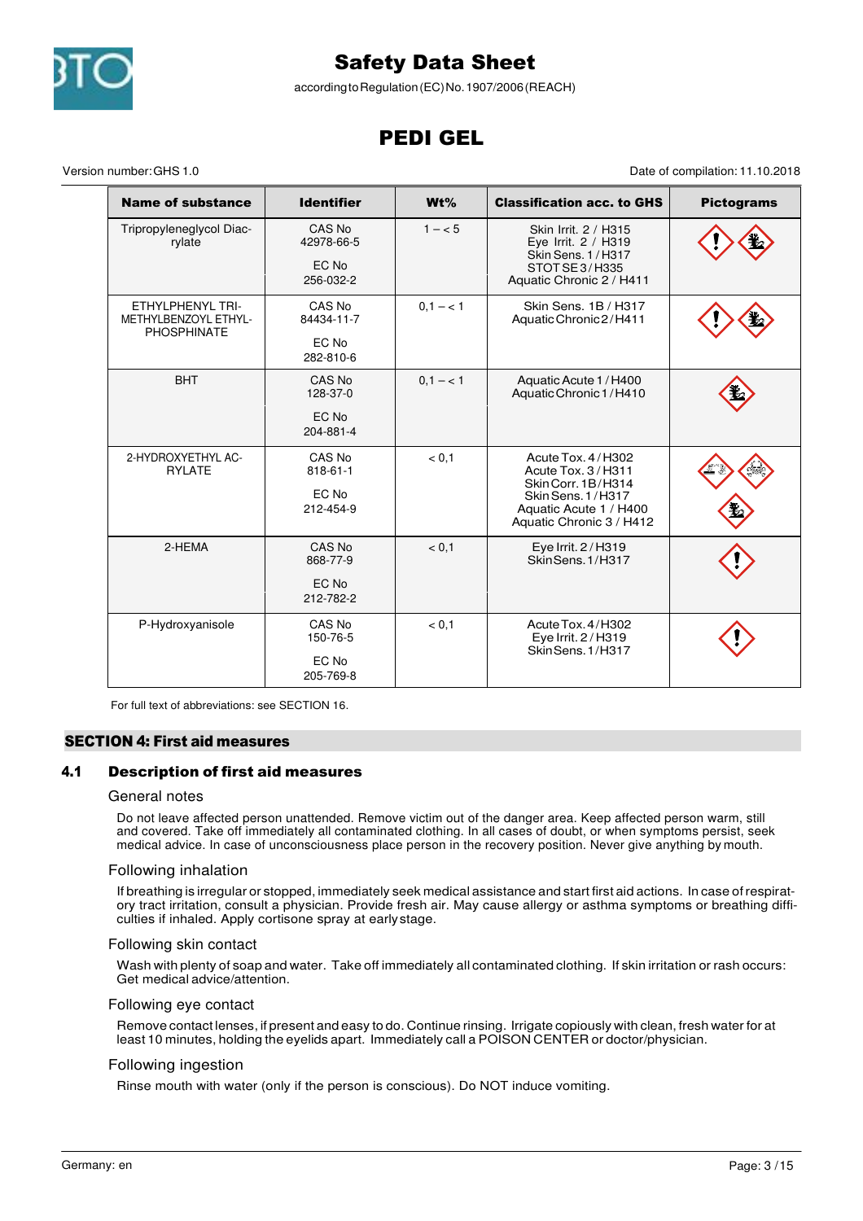| Name of substance | Identifier | Wt% | Classification acc. to GHS | Pictograms |
|---|---|---|---|---|
| Tripropyleneglycol Diacrylate | CAS No 42978-66-5<br><br>EC No 256-032-2 | 1 – < 5 | Skin Irrit. 2 / H315<br>Eye Irrit. 2 / H319<br>Skin Sens. 1 / H317<br>STOT SE 3 / H335<br>Aquatic Chronic 2 / H411 | |
| ETHYLPHENYL TRIMETHYLBENZOYL ETHYLPHOSPHINATE | CAS No 84434-11-7<br><br>EC No 282-810-6 | 0,1 – < 1 | Skin Sens. 1B / H317<br>Aquatic Chronic 2 / H411 | |
| BHT | CAS No 128-37-0<br><br>EC No 204-881-4 | 0,1 – < 1 | Aquatic Acute 1 / H400<br>Aquatic Chronic 1 / H410 | |
| 2-HYDROXYETHYL ACRYLATE | CAS No 818-61-1<br><br>EC No 212-454-9 | < 0,1 | Acute Tox. 4 / H302<br>Acute Tox. 3 / H311<br>Skin Corr. 1B / H314<br>Skin Sens. 1 / H317<br>Aquatic Acute 1 / H400<br>Aquatic Chronic 3 / H412 | |
| 2-HEMA | CAS No 868-77-9<br><br>EC No 212-782-2 | < 0,1 | Eye Irrit. 2 / H319<br>Skin Sens. 1 / H317 | |
| P-Hydroxyanisole | CAS No 150-76-5<br><br>EC No 205-769-8 | < 0,1 | Acute Tox. 4 / H302<br>Eye Irrit. 2 / H319<br>Skin Sens. 1 / H317 | |

For full text of abbreviations: see SECTION 16.

## SECTION 4: First aid measures

### 4.1 Description of first aid measures

#### General notes

Do not leave affected person unattended. Remove victim out of the danger area. Keep affected person warm, still and covered. Take off immediately all contaminated clothing. In all cases of doubt, or when symptoms persist, seek medical advice. In case of unconsciousness place person in the recovery position. Never give anything by mouth.

#### Following inhalation

If breathing is irregular or stopped, immediately seek medical assistance and start first aid actions. In case of respiratory tract irritation, consult a physician. Provide fresh air. May cause allergy or asthma symptoms or breathing difficulties if inhaled. Apply cortisone spray at early stage.

#### Following skin contact

Wash with plenty of soap and water. Take off immediately all contaminated clothing. If skin irritation or rash occurs: Get medical advice/attention.

#### Following eye contact

Remove contact lenses, if present and easy to do. Continue rinsing. Irrigate copiously with clean, fresh water for at least 10 minutes, holding the eyelids apart. Immediately call a POISON CENTER or doctor/physician.

#### Following ingestion

Rinse mouth with water (only if the person is conscious). Do NOT induce vomiting.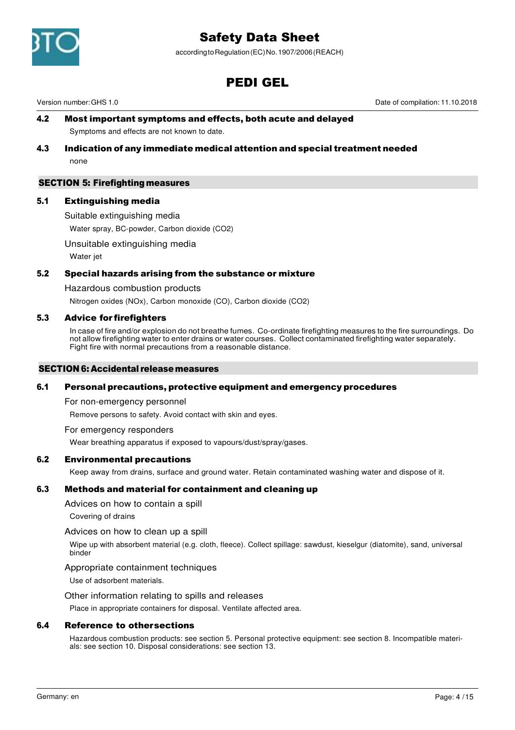### 4.2 Most important symptoms and effects, both acute and delayed

Symptoms and effects are not known to date.

### 4.3 Indication of any immediate medical attention and special treatment needed

none

## SECTION 5: Firefighting measures

### 5.1 Extinguishing media

Suitable extinguishing media

Water spray, BC-powder, Carbon dioxide ($CO_2$)

Unsuitable extinguishing media

Water jet

### 5.2 Special hazards arising from the substance or mixture

Hazardous combustion products

Nitrogen oxides (NOx), Carbon monoxide (CO), Carbon dioxide ($CO_2$)

### 5.3 Advice for firefighters

In case of fire and/or explosion do not breathe fumes. Co-ordinate firefighting measures to the fire surroundings. Do not allow firefighting water to enter drains or water courses. Collect contaminated firefighting water separately. Fight fire with normal precautions from a reasonable distance.

## SECTION 6: Accidental release measures

### 6.1 Personal precautions, protective equipment and emergency procedures

For non-emergency personnel

Remove persons to safety. Avoid contact with skin and eyes.

For emergency responders

Wear breathing apparatus if exposed to vapours/dust/spray/gases.

### 6.2 Environmental precautions

Keep away from drains, surface and ground water. Retain contaminated washing water and dispose of it.

### 6.3 Methods and material for containment and cleaning up

Advices on how to contain a spill

Covering of drains

Advices on how to clean up a spill

Wipe up with absorbent material (e.g. cloth, fleece). Collect spillage: sawdust, kieselgur (diatomite), sand, universal binder

Appropriate containment techniques

Use of adsorbent materials.

Other information relating to spills and releases

Place in appropriate containers for disposal. Ventilate affected area.

### 6.4 Reference to other sections

Hazardous combustion products: see section 5. Personal protective equipment: see section 8. Incompatible materials: see section 10. Disposal considerations: see section 13.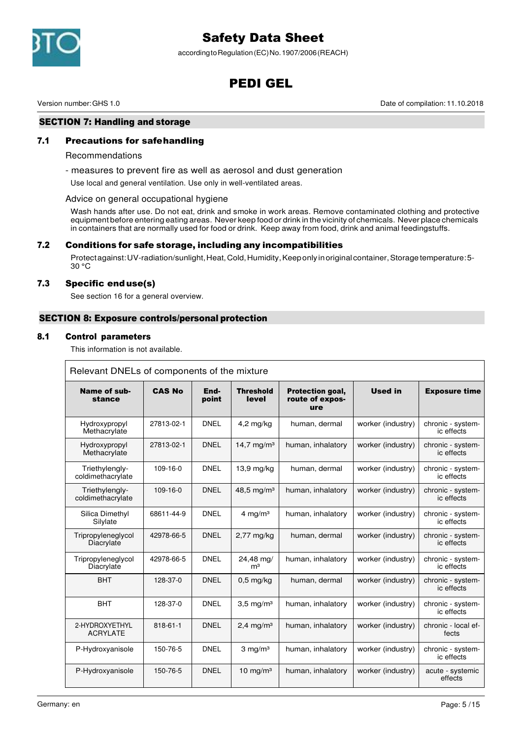## SECTION 7: Handling and storage

### 7.1 Precautions for safe handling

Recommendations

- measures to prevent fire as well as aerosol and dust generation

Use local and general ventilation. Use only in well-ventilated areas.

Advice on general occupational hygiene

Wash hands after use. Do not eat, drink and smoke in work areas. Remove contaminated clothing and protective equipment before entering eating areas. Never keep food or drink in the vicinity of chemicals. Never place chemicals in containers that are normally used for food or drink. Keep away from food, drink and animal feedingstuffs.

### 7.2 Conditions for safe storage, including any incompatibilities

Protect against: UV-radiation/sunlight, Heat, Cold, Humidity, Keep only in original container, Storage temperature: 5-30 °C

### 7.3 Specific end use(s)

See section 16 for a general overview.

## SECTION 8: Exposure controls/personal protection

### 8.1 Control parameters

This information is not available.

Relevant DNELs of components of the mixture

| Name of substance | CAS No | End-point | Threshold level | Protection goal, route of exposure | Used in | Exposure time |
|---|---|---|---|---|---|---|
| Hydroxypropyl Methacrylate | 27813-02-1 | DNEL | 4,2 mg/kg | human, dermal | worker (industry) | chronic - systemic effects |
| Hydroxypropyl Methacrylate | 27813-02-1 | DNEL | 14,7 mg/m³ | human, inhalatory | worker (industry) | chronic - systemic effects |
| Triethylenglycoldimethacrylate | 109-16-0 | DNEL | 13,9 mg/kg | human, dermal | worker (industry) | chronic - systemic effects |
| Triethylenglycoldimethacrylate | 109-16-0 | DNEL | 48,5 mg/m³ | human, inhalatory | worker (industry) | chronic - systemic effects |
| Silica Dimethyl Silylate | 68611-44-9 | DNEL | 4 mg/m³ | human, inhalatory | worker (industry) | chronic - systemic effects |
| Tripropyleneglycol Diacrylate | 42978-66-5 | DNEL | 2,77 mg/kg | human, dermal | worker (industry) | chronic - systemic effects |
| Tripropyleneglycol Diacrylate | 42978-66-5 | DNEL | 24,48 mg/m³ | human, inhalatory | worker (industry) | chronic - systemic effects |
| BHT | 128-37-0 | DNEL | 0,5 mg/kg | human, dermal | worker (industry) | chronic - systemic effects |
| BHT | 128-37-0 | DNEL | 3,5 mg/m³ | human, inhalatory | worker (industry) | chronic - systemic effects |
| 2-HYDROXYETHYL ACRYLATE | 818-61-1 | DNEL | 2,4 mg/m³ | human, inhalatory | worker (industry) | chronic - local effects |
| P-Hydroxyanisole | 150-76-5 | DNEL | 3 mg/m³ | human, inhalatory | worker (industry) | chronic - systemic effects |
| P-Hydroxyanisole | 150-76-5 | DNEL | 10 mg/m³ | human, inhalatory | worker (industry) | acute - systemic effects |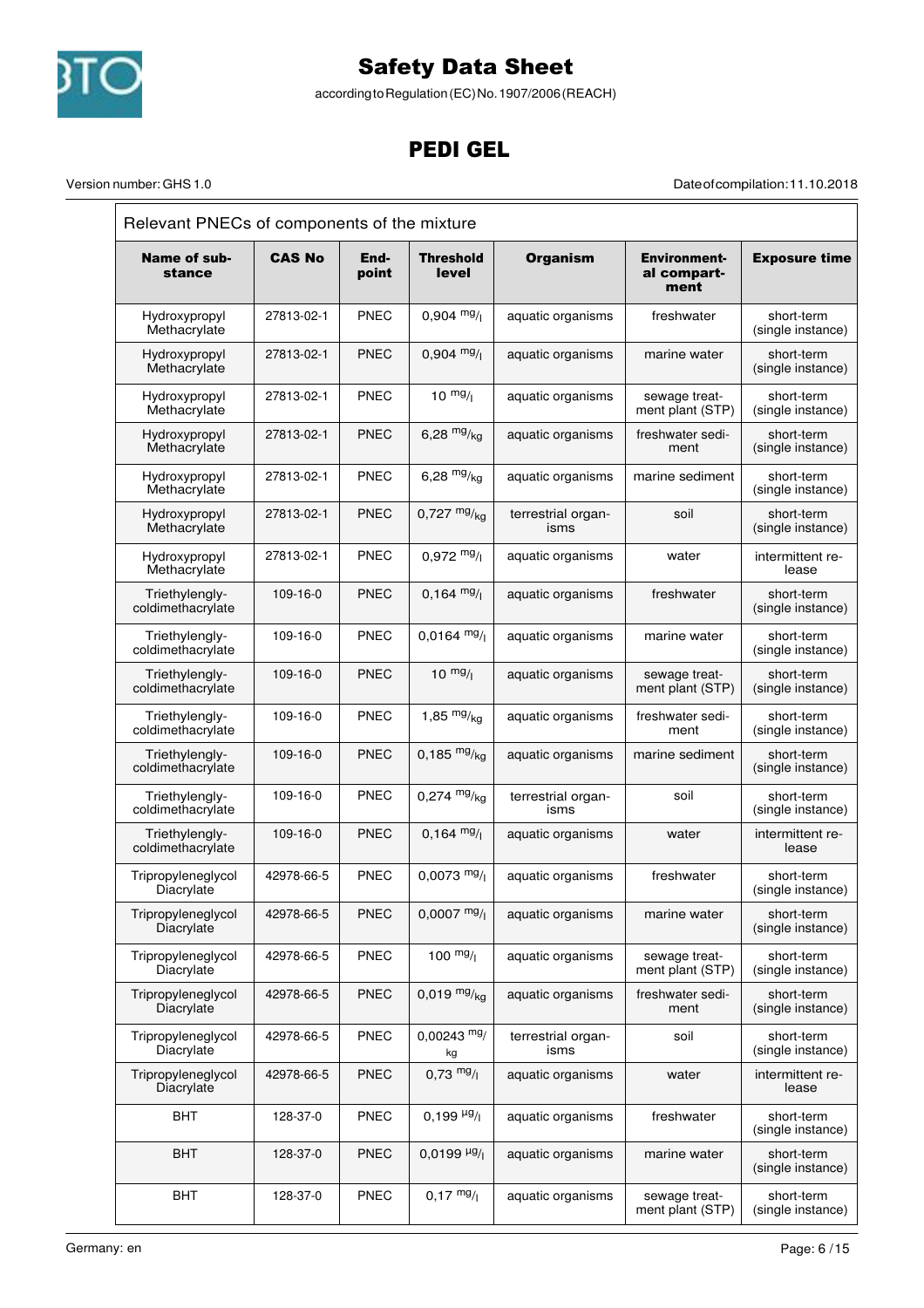# Safety Data Sheet

according to Regulation (EC) No. 1907/2006 (REACH)

# PEDI GEL

Version number: GHS 1.0 | Date of compilation: 11.10.2018

| Relevant PNECs of components of the mixture | | | | | | |
|---|---|---|---|---|---|---|
| **Name of substance** | **CAS No** | **End-point** | **Threshold level** | **Organism** | **Environmental compartment** | **Exposure time** |
| Hydroxypropyl Methacrylate | 27813-02-1 | PNEC | 0,904 $^{mg}/_{l}$ | aquatic organisms | freshwater | short-term (single instance) |
| Hydroxypropyl Methacrylate | 27813-02-1 | PNEC | 0,904 $^{mg}/_{l}$ | aquatic organisms | marine water | short-term (single instance) |
| Hydroxypropyl Methacrylate | 27813-02-1 | PNEC | 10 $^{mg}/_{l}$ | aquatic organisms | sewage treatment plant (STP) | short-term (single instance) |
| Hydroxypropyl Methacrylate | 27813-02-1 | PNEC | 6,28 $^{mg}/_{kg}$ | aquatic organisms | freshwater sediment | short-term (single instance) |
| Hydroxypropyl Methacrylate | 27813-02-1 | PNEC | 6,28 $^{mg}/_{kg}$ | aquatic organisms | marine sediment | short-term (single instance) |
| Hydroxypropyl Methacrylate | 27813-02-1 | PNEC | 0,727 $^{mg}/_{kg}$ | terrestrial organisms | soil | short-term (single instance) |
| Hydroxypropyl Methacrylate | 27813-02-1 | PNEC | 0,972 $^{mg}/_{l}$ | aquatic organisms | water | intermittent release |
| Triethylenglycoldimethacrylate | 109-16-0 | PNEC | 0,164 $^{mg}/_{l}$ | aquatic organisms | freshwater | short-term (single instance) |
| Triethylenglycoldimethacrylate | 109-16-0 | PNEC | 0,0164 $^{mg}/_{l}$ | aquatic organisms | marine water | short-term (single instance) |
| Triethylenglycoldimethacrylate | 109-16-0 | PNEC | 10 $^{mg}/_{l}$ | aquatic organisms | sewage treatment plant (STP) | short-term (single instance) |
| Triethylenglycoldimethacrylate | 109-16-0 | PNEC | 1,85 $^{mg}/_{kg}$ | aquatic organisms | freshwater sediment | short-term (single instance) |
| Triethylenglycoldimethacrylate | 109-16-0 | PNEC | 0,185 $^{mg}/_{kg}$ | aquatic organisms | marine sediment | short-term (single instance) |
| Triethylenglycoldimethacrylate | 109-16-0 | PNEC | 0,274 $^{mg}/_{kg}$ | terrestrial organisms | soil | short-term (single instance) |
| Triethylenglycoldimethacrylate | 109-16-0 | PNEC | 0,164 $^{mg}/_{l}$ | aquatic organisms | water | intermittent release |
| Tripropyleneglycol Diacrylate | 42978-66-5 | PNEC | 0,0073 $^{mg}/_{l}$ | aquatic organisms | freshwater | short-term (single instance) |
| Tripropyleneglycol Diacrylate | 42978-66-5 | PNEC | 0,0007 $^{mg}/_{l}$ | aquatic organisms | marine water | short-term (single instance) |
| Tripropyleneglycol Diacrylate | 42978-66-5 | PNEC | 100 $^{mg}/_{l}$ | aquatic organisms | sewage treatment plant (STP) | short-term (single instance) |
| Tripropyleneglycol Diacrylate | 42978-66-5 | PNEC | 0,019 $^{mg}/_{kg}$ | aquatic organisms | freshwater sediment | short-term (single instance) |
| Tripropyleneglycol Diacrylate | 42978-66-5 | PNEC | 0,00243 $^{mg}/_{kg}$ | terrestrial organisms | soil | short-term (single instance) |
| Tripropyleneglycol Diacrylate | 42978-66-5 | PNEC | 0,73 $^{mg}/_{l}$ | aquatic organisms | water | intermittent release |
| BHT | 128-37-0 | PNEC | 0,199 $^{\mu g}/_{l}$ | aquatic organisms | freshwater | short-term (single instance) |
| BHT | 128-37-0 | PNEC | 0,0199 $^{\mu g}/_{l}$ | aquatic organisms | marine water | short-term (single instance) |
| BHT | 128-37-0 | PNEC | 0,17 $^{mg}/_{l}$ | aquatic organisms | sewage treatment plant (STP) | short-term (single instance) |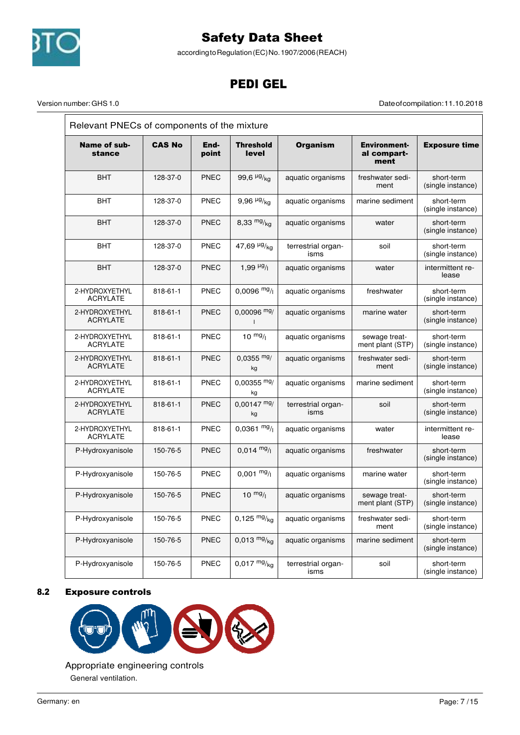| Relevant PNECs of components of the mixture | | | | | | |
|---|---|---|---|---|---|---|
| **Name of substance** | **CAS No** | **Endpoint** | **Threshold level** | **Organism** | **Environmental compartment** | **Exposure time** |
| BHT | 128-37-0 | PNEC | 99,6 µg/kg | aquatic organisms | freshwater sediment | short-term (single instance) |
| BHT | 128-37-0 | PNEC | 9,96 µg/kg | aquatic organisms | marine sediment | short-term (single instance) |
| BHT | 128-37-0 | PNEC | 8,33 mg/kg | aquatic organisms | water | short-term (single instance) |
| BHT | 128-37-0 | PNEC | 47,69 µg/kg | terrestrial organisms | soil | short-term (single instance) |
| BHT | 128-37-0 | PNEC | 1,99 µg/l | aquatic organisms | water | intermittent release |
| 2-HYDROXYETHYL ACRYLATE | 818-61-1 | PNEC | 0,0096 mg/l | aquatic organisms | freshwater | short-term (single instance) |
| 2-HYDROXYETHYL ACRYLATE | 818-61-1 | PNEC | 0,00096 mg/l | aquatic organisms | marine water | short-term (single instance) |
| 2-HYDROXYETHYL ACRYLATE | 818-61-1 | PNEC | 10 mg/l | aquatic organisms | sewage treatment plant (STP) | short-term (single instance) |
| 2-HYDROXYETHYL ACRYLATE | 818-61-1 | PNEC | 0,0355 mg/kg | aquatic organisms | freshwater sediment | short-term (single instance) |
| 2-HYDROXYETHYL ACRYLATE | 818-61-1 | PNEC | 0,00355 mg/kg | aquatic organisms | marine sediment | short-term (single instance) |
| 2-HYDROXYETHYL ACRYLATE | 818-61-1 | PNEC | 0,00147 mg/kg | terrestrial organisms | soil | short-term (single instance) |
| 2-HYDROXYETHYL ACRYLATE | 818-61-1 | PNEC | 0,0361 mg/l | aquatic organisms | water | intermittent release |
| P-Hydroxyanisole | 150-76-5 | PNEC | 0,014 mg/l | aquatic organisms | freshwater | short-term (single instance) |
| P-Hydroxyanisole | 150-76-5 | PNEC | 0,001 mg/l | aquatic organisms | marine water | short-term (single instance) |
| P-Hydroxyanisole | 150-76-5 | PNEC | 10 mg/l | aquatic organisms | sewage treatment plant (STP) | short-term (single instance) |
| P-Hydroxyanisole | 150-76-5 | PNEC | 0,125 mg/kg | aquatic organisms | freshwater sediment | short-term (single instance) |
| P-Hydroxyanisole | 150-76-5 | PNEC | 0,013 mg/kg | aquatic organisms | marine sediment | short-term (single instance) |
| P-Hydroxyanisole | 150-76-5 | PNEC | 0,017 mg/kg | terrestrial organisms | soil | short-term (single instance) |

## 8.2 Exposure controls

### Appropriate engineering controls

General ventilation.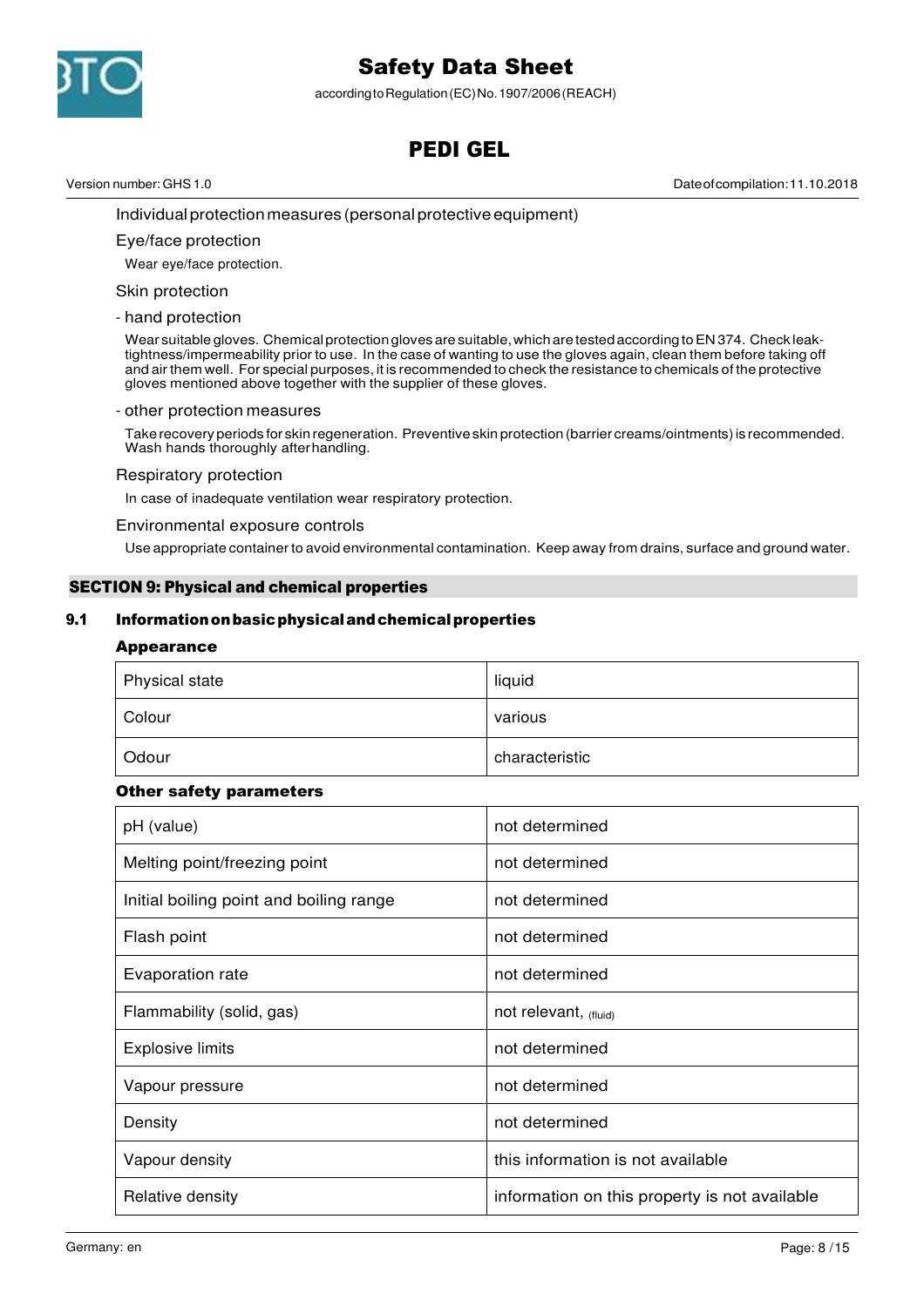Individual protection measures (personal protective equipment)

Eye/face protection

Wear eye/face protection.

Skin protection

- hand protection

Wear suitable gloves. Chemical protection gloves are suitable, which are tested according to EN 374. Check leak-tightness/impermeability prior to use. In the case of wanting to use the gloves again, clean them before taking off and air them well. For special purposes, it is recommended to check the resistance to chemicals of the protective gloves mentioned above together with the supplier of these gloves.

- other protection measures

Take recovery periods for skin regeneration. Preventive skin protection (barrier creams/ointments) is recommended. Wash hands thoroughly after handling.

Respiratory protection

In case of inadequate ventilation wear respiratory protection.

Environmental exposure controls

Use appropriate container to avoid environmental contamination. Keep away from drains, surface and ground water.

## SECTION 9: Physical and chemical properties

### 9.1 Information on basic physical and chemical properties

**Appearance**

| | |
|---|---|
| Physical state | liquid |
| Colour | various |
| Odour | characteristic |

**Other safety parameters**

| | |
|---|---|
| pH (value) | not determined |
| Melting point/freezing point | not determined |
| Initial boiling point and boiling range | not determined |
| Flash point | not determined |
| Evaporation rate | not determined |
| Flammability (solid, gas) | not relevant, (fluid) |
| Explosive limits | not determined |
| Vapour pressure | not determined |
| Density | not determined |
| Vapour density | this information is not available |
| Relative density | information on this property is not available |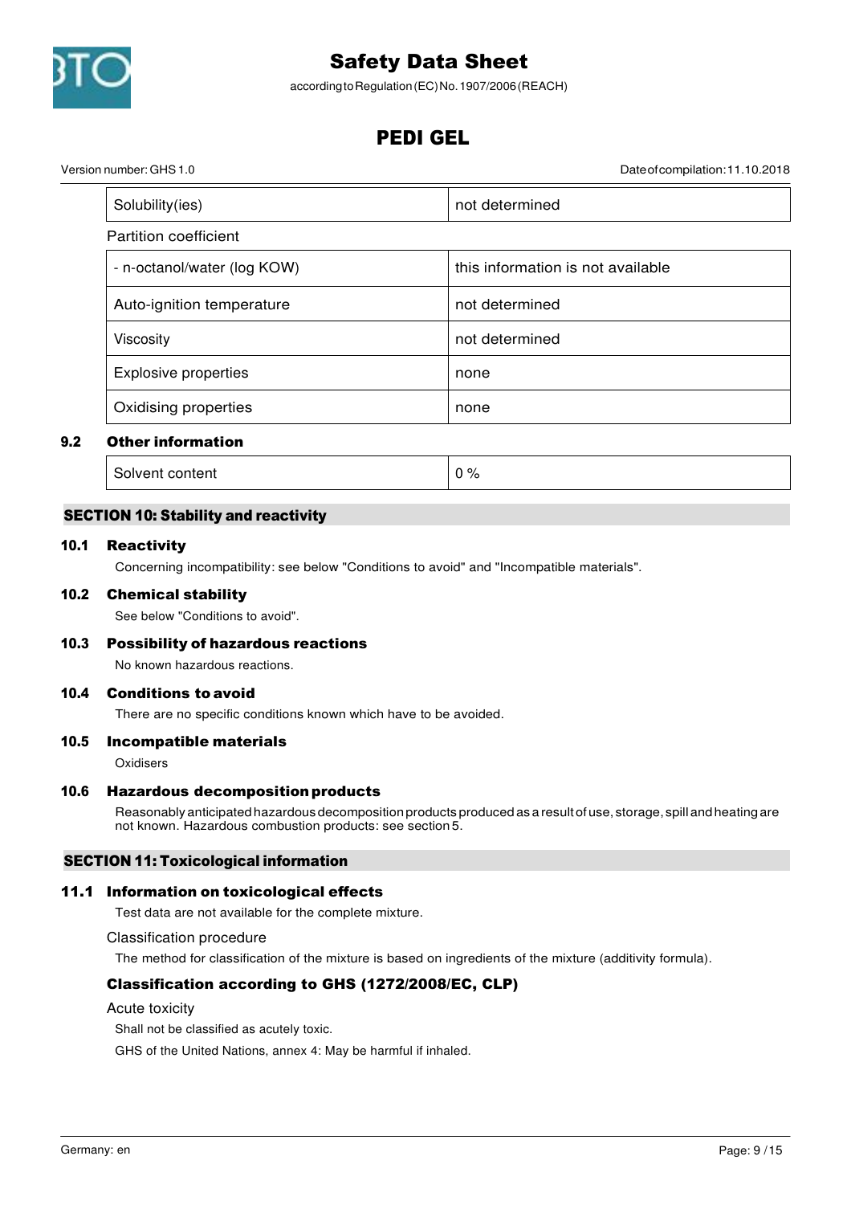| | |
|---|---|
| Solubility(ies) | not determined |

Partition coefficient

| | |
|---|---|
| - n-octanol/water (log KOW) | this information is not available |
| Auto-ignition temperature | not determined |
| Viscosity | not determined |
| Explosive properties | none |
| Oxidising properties | none |

### 9.2 Other information

| | |
|---|---|
| Solvent content | 0 % |

## SECTION 10: Stability and reactivity

### 10.1 Reactivity

Concerning incompatibility: see below "Conditions to avoid" and "Incompatible materials".

### 10.2 Chemical stability

See below "Conditions to avoid".

### 10.3 Possibility of hazardous reactions

No known hazardous reactions.

### 10.4 Conditions to avoid

There are no specific conditions known which have to be avoided.

### 10.5 Incompatible materials

Oxidisers

### 10.6 Hazardous decomposition products

Reasonably anticipated hazardous decomposition products produced as a result of use, storage, spill and heating are not known. Hazardous combustion products: see section 5.

## SECTION 11: Toxicological information

### 11.1 Information on toxicological effects

Test data are not available for the complete mixture.

Classification procedure

The method for classification of the mixture is based on ingredients of the mixture (additivity formula).

**Classification according to GHS (1272/2008/EC, CLP)**

Acute toxicity

Shall not be classified as acutely toxic.

GHS of the United Nations, annex 4: May be harmful if inhaled.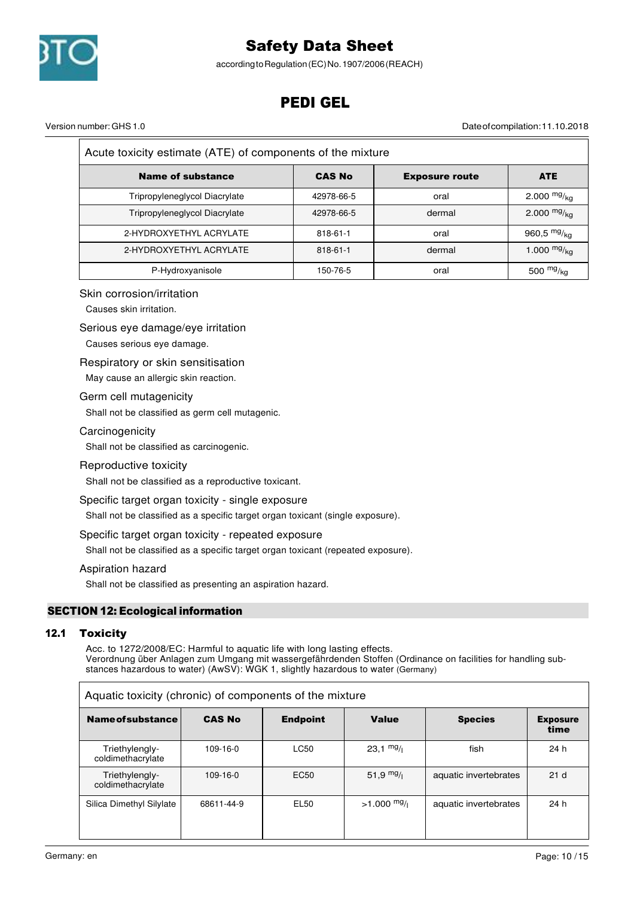| Acute toxicity estimate (ATE) of components of the mixture | | | |
|---|---|---|---|
| **Name of substance** | **CAS No** | **Exposure route** | **ATE** |
| Tripropyleneglycol Diacrylate | 42978-66-5 | oral | 2.000 $^{mg}/_{kg}$ |
| Tripropyleneglycol Diacrylate | 42978-66-5 | dermal | 2.000 $^{mg}/_{kg}$ |
| 2-HYDROXYETHYL ACRYLATE | 818-61-1 | oral | 960,5 $^{mg}/_{kg}$ |
| 2-HYDROXYETHYL ACRYLATE | 818-61-1 | dermal | 1.000 $^{mg}/_{kg}$ |
| P-Hydroxyanisole | 150-76-5 | oral | 500 $^{mg}/_{kg}$ |

Skin corrosion/irritation

Causes skin irritation.

Serious eye damage/eye irritation

Causes serious eye damage.

Respiratory or skin sensitisation

May cause an allergic skin reaction.

Germ cell mutagenicity

Shall not be classified as germ cell mutagenic.

Carcinogenicity

Shall not be classified as carcinogenic.

Reproductive toxicity

Shall not be classified as a reproductive toxicant.

Specific target organ toxicity - single exposure

Shall not be classified as a specific target organ toxicant (single exposure).

Specific target organ toxicity - repeated exposure

Shall not be classified as a specific target organ toxicant (repeated exposure).

Aspiration hazard

Shall not be classified as presenting an aspiration hazard.

## SECTION 12: Ecological information

### 12.1 Toxicity

Acc. to 1272/2008/EC: Harmful to aquatic life with long lasting effects.
Verordnung über Anlagen zum Umgang mit wassergefährdenden Stoffen (Ordinance on facilities for handling substances hazardous to water) (AwSV): WGK 1, slightly hazardous to water (Germany)

| Aquatic toxicity (chronic) of components of the mixture | | | | | |
|---|---|---|---|---|---|
| **Name of substance** | **CAS No** | **Endpoint** | **Value** | **Species** | **Exposure time** |
| Triethylenglycoldimethacrylate | 109-16-0 | LC50 | 23,1 $^{mg}/_{l}$ | fish | 24 h |
| Triethylenglycoldimethacrylate | 109-16-0 | EC50 | 51,9 $^{mg}/_{l}$ | aquatic invertebrates | 21 d |
| Silica Dimethyl Silylate | 68611-44-9 | EL50 | >1.000 $^{mg}/_{l}$ | aquatic invertebrates | 24 h |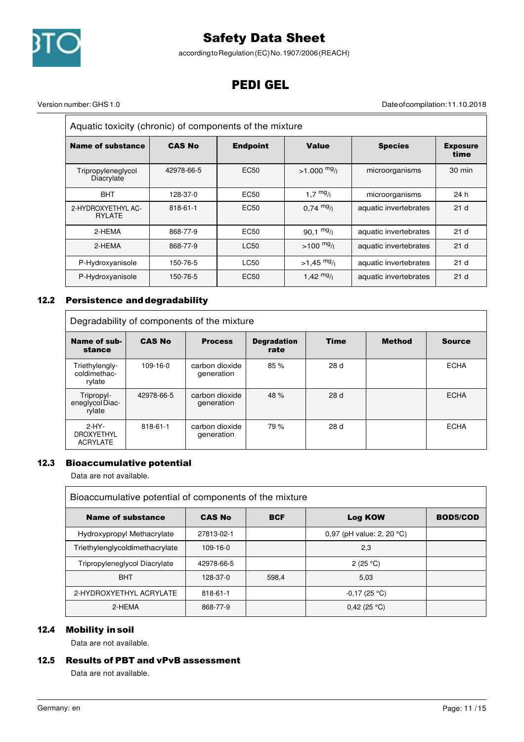| Aquatic toxicity (chronic) of components of the mixture | | | | | |
|---|---|---|---|---|---|
| **Name of substance** | **CAS No** | **Endpoint** | **Value** | **Species** | **Exposure time** |
| Tripropyleneglycol Diacrylate | 42978-66-5 | EC50 | >1.000 $^{mg}/_{l}$ | microorganisms | 30 min |
| BHT | 128-37-0 | EC50 | 1,7 $^{mg}/_{l}$ | microorganisms | 24 h |
| 2-HYDROXYETHYL ACRYLATE | 818-61-1 | EC50 | 0,74 $^{mg}/_{l}$ | aquatic invertebrates | 21 d |
| 2-HEMA | 868-77-9 | EC50 | 90,1 $^{mg}/_{l}$ | aquatic invertebrates | 21 d |
| 2-HEMA | 868-77-9 | LC50 | >100 $^{mg}/_{l}$ | aquatic invertebrates | 21 d |
| P-Hydroxyanisole | 150-76-5 | LC50 | >1,45 $^{mg}/_{l}$ | aquatic invertebrates | 21 d |
| P-Hydroxyanisole | 150-76-5 | EC50 | 1,42 $^{mg}/_{l}$ | aquatic invertebrates | 21 d |

## 12.2 Persistence and degradability

| Degradability of components of the mixture | | | | | | |
|---|---|---|---|---|---|---|
| **Name of substance** | **CAS No** | **Process** | **Degradation rate** | **Time** | **Method** | **Source** |
| Triethylenglycoldimethacrylate | 109-16-0 | carbon dioxide generation | 85 % | 28 d | | ECHA |
| Tripropyleneglycol Diacrylate | 42978-66-5 | carbon dioxide generation | 48 % | 28 d | | ECHA |
| 2-HYDROXYETHYL ACRYLATE | 818-61-1 | carbon dioxide generation | 79 % | 28 d | | ECHA |

## 12.3 Bioaccumulative potential

Data are not available.

| Bioaccumulative potential of components of the mixture | | | | |
|---|---|---|---|---|
| **Name of substance** | **CAS No** | **BCF** | **Log KOW** | **BOD5/COD** |
| Hydroxypropyl Methacrylate | 27813-02-1 | | 0,97 (pH value: 2, 20 °C) | |
| Triethylenglycoldimethacrylate | 109-16-0 | | 2,3 | |
| Tripropyleneglycol Diacrylate | 42978-66-5 | | 2 (25 °C) | |
| BHT | 128-37-0 | 598,4 | 5,03 | |
| 2-HYDROXYETHYL ACRYLATE | 818-61-1 | | -0,17 (25 °C) | |
| 2-HEMA | 868-77-9 | | 0,42 (25 °C) | |

## 12.4 Mobility in soil

Data are not available.

## 12.5 Results of PBT and vPvB assessment

Data are not available.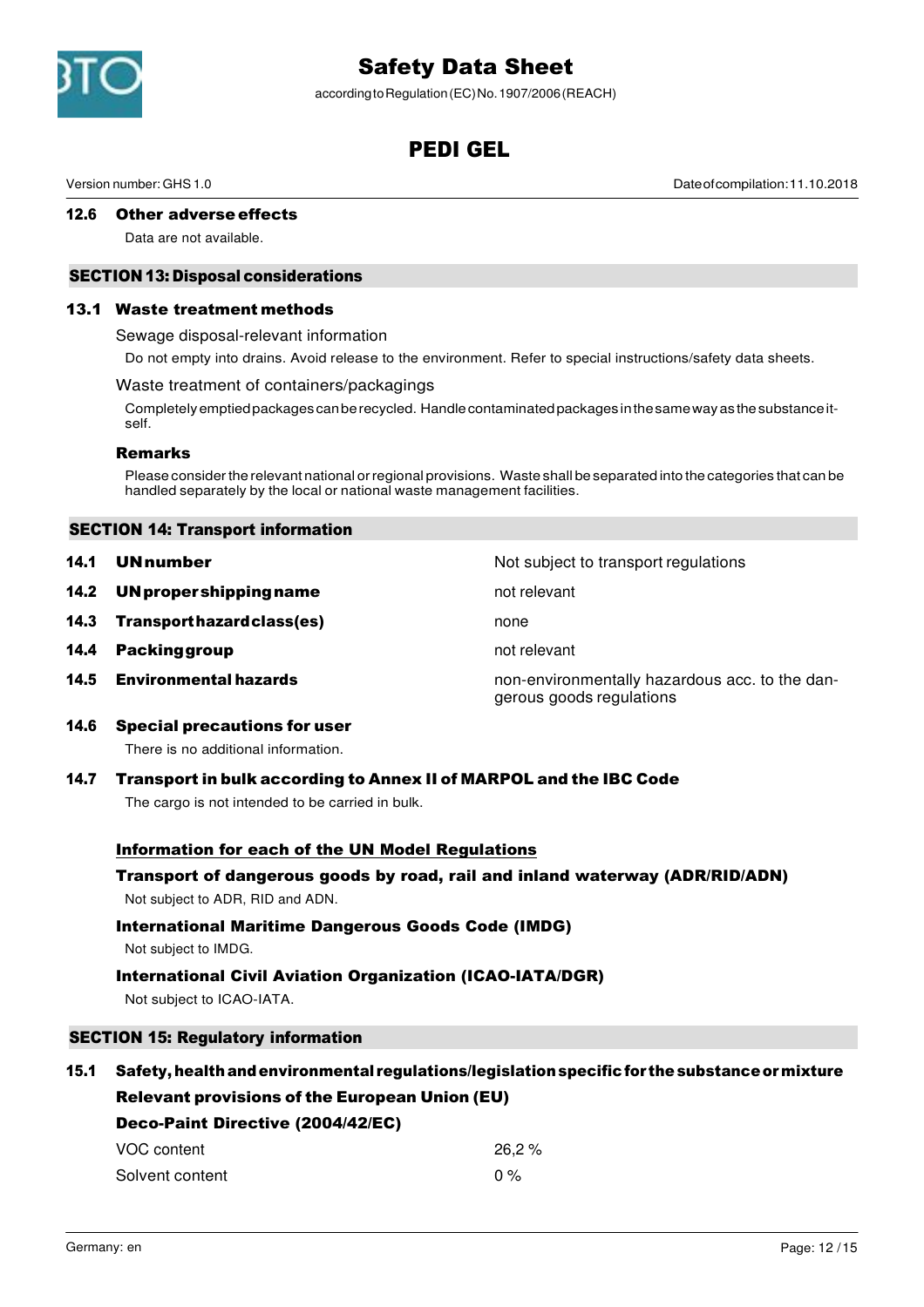### 12.6 Other adverse effects

Data are not available.

## SECTION 13: Disposal considerations

### 13.1 Waste treatment methods

Sewage disposal-relevant information

Do not empty into drains. Avoid release to the environment. Refer to special instructions/safety data sheets.

Waste treatment of containers/packagings

Completely emptied packages can be recycled. Handle contaminated packages in the same way as the substance itself.

**Remarks**

Please consider the relevant national or regional provisions. Waste shall be separated into the categories that can be handled separately by the local or national waste management facilities.

## SECTION 14: Transport information

| | | |
|---|---|---|
| **14.1** | **UN number** | Not subject to transport regulations |
| **14.2** | **UN proper shipping name** | not relevant |
| **14.3** | **Transport hazard class(es)** | none |
| **14.4** | **Packing group** | not relevant |
| **14.5** | **Environmental hazards** | non-environmentally hazardous acc. to the dangerous goods regulations |

### 14.6 Special precautions for user

There is no additional information.

### 14.7 Transport in bulk according to Annex II of MARPOL and the IBC Code

The cargo is not intended to be carried in bulk.

**Information for each of the UN Model Regulations**

**Transport of dangerous goods by road, rail and inland waterway (ADR/RID/ADN)**

Not subject to ADR, RID and ADN.

**International Maritime Dangerous Goods Code (IMDG)**

Not subject to IMDG.

**International Civil Aviation Organization (ICAO-IATA/DGR)**

Not subject to ICAO-IATA.

## SECTION 15: Regulatory information

### 15.1 Safety, health and environmental regulations/legislation specific for the substance or mixture

**Relevant provisions of the European Union (EU)**

**Deco-Paint Directive (2004/42/EC)**

| | |
|---|---|
| VOC content | 26,2 % |
| Solvent content | 0 % |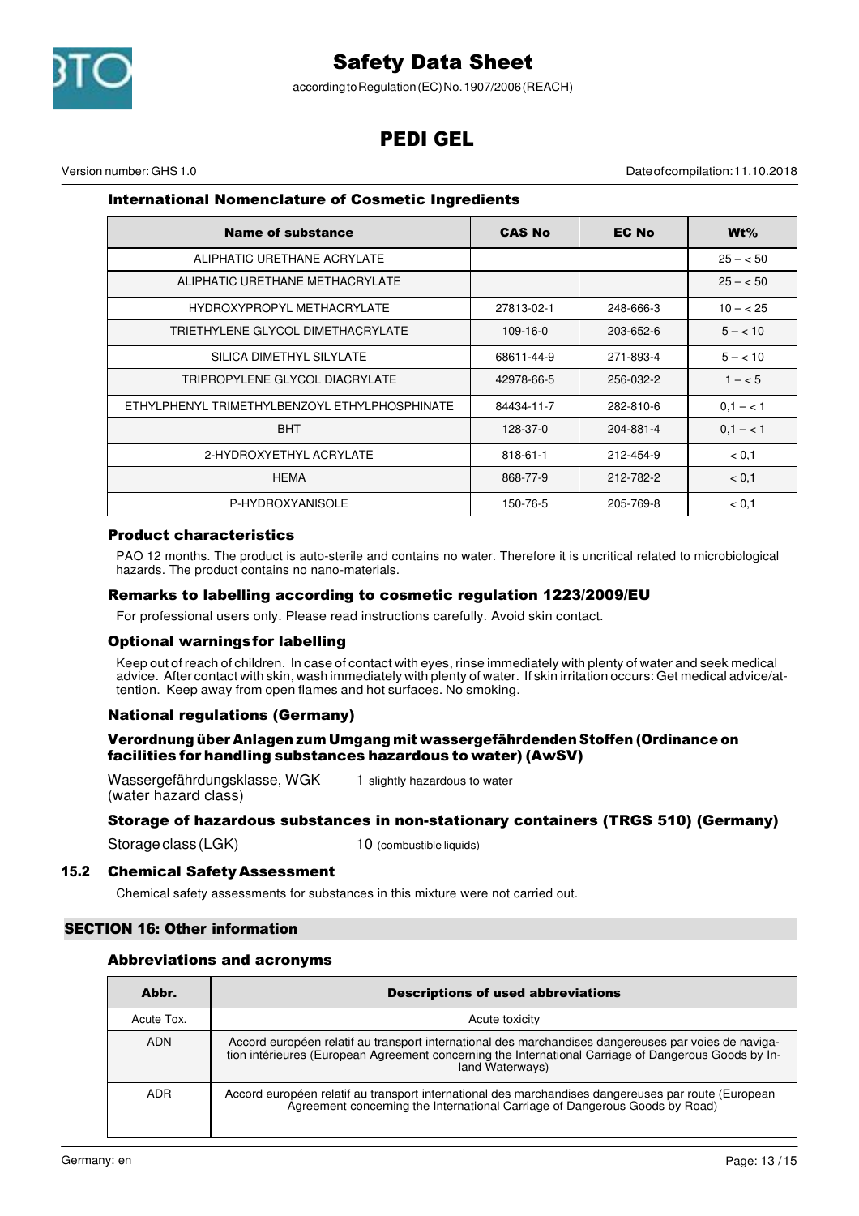### International Nomenclature of Cosmetic Ingredients

| Name of substance | CAS No | EC No | Wt% |
|---|---|---|---|
| ALIPHATIC URETHANE ACRYLATE | | | 25 – < 50 |
| ALIPHATIC URETHANE METHACRYLATE | | | 25 – < 50 |
| HYDROXYPROPYL METHACRYLATE | 27813-02-1 | 248-666-3 | 10 – < 25 |
| TRIETHYLENE GLYCOL DIMETHACRYLATE | 109-16-0 | 203-652-6 | 5 – < 10 |
| SILICA DIMETHYL SILYLATE | 68611-44-9 | 271-893-4 | 5 – < 10 |
| TRIPROPYLENE GLYCOL DIACRYLATE | 42978-66-5 | 256-032-2 | 1 – < 5 |
| ETHYLPHENYL TRIMETHYLBENZOYL ETHYLPHOSPHINATE | 84434-11-7 | 282-810-6 | 0,1 – < 1 |
| BHT | 128-37-0 | 204-881-4 | 0,1 – < 1 |
| 2-HYDROXYETHYL ACRYLATE | 818-61-1 | 212-454-9 | < 0,1 |
| HEMA | 868-77-9 | 212-782-2 | < 0,1 |
| P-HYDROXYANISOLE | 150-76-5 | 205-769-8 | < 0,1 |

### Product characteristics

PAO 12 months. The product is auto-sterile and contains no water. Therefore it is uncritical related to microbiological hazards. The product contains no nano-materials.

### Remarks to labelling according to cosmetic regulation 1223/2009/EU

For professional users only. Please read instructions carefully. Avoid skin contact.

### Optional warnings for labelling

Keep out of reach of children. In case of contact with eyes, rinse immediately with plenty of water and seek medical advice. After contact with skin, wash immediately with plenty of water. If skin irritation occurs: Get medical advice/attention. Keep away from open flames and hot surfaces. No smoking.

### National regulations (Germany)

#### Verordnung über Anlagen zum Umgang mit wassergefährdenden Stoffen (Ordinance on facilities for handling substances hazardous to water) (AwSV)

Wassergefährdungsklasse, WGK (water hazard class): 1 slightly hazardous to water

#### Storage of hazardous substances in non-stationary containers (TRGS 510) (Germany)

Storage class (LGK): 10 (combustible liquids)

## 15.2 Chemical Safety Assessment

Chemical safety assessments for substances in this mixture were not carried out.

## SECTION 16: Other information

### Abbreviations and acronyms

| Abbr. | Descriptions of used abbreviations |
|---|---|
| Acute Tox. | Acute toxicity |
| ADN | Accord européen relatif au transport international des marchandises dangereuses par voies de navigation intérieures (European Agreement concerning the International Carriage of Dangerous Goods by Inland Waterways) |
| ADR | Accord européen relatif au transport international des marchandises dangereuses par route (European Agreement concerning the International Carriage of Dangerous Goods by Road) |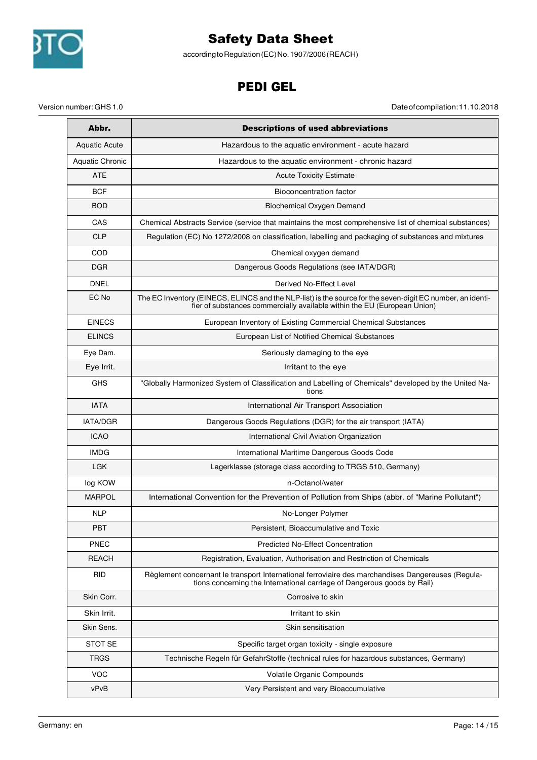| Abbr. | Descriptions of used abbreviations |
|---|---|
| Aquatic Acute | Hazardous to the aquatic environment - acute hazard |
| Aquatic Chronic | Hazardous to the aquatic environment - chronic hazard |
| ATE | Acute Toxicity Estimate |
| BCF | Bioconcentration factor |
| BOD | Biochemical Oxygen Demand |
| CAS | Chemical Abstracts Service (service that maintains the most comprehensive list of chemical substances) |
| CLP | Regulation (EC) No 1272/2008 on classification, labelling and packaging of substances and mixtures |
| COD | Chemical oxygen demand |
| DGR | Dangerous Goods Regulations (see IATA/DGR) |
| DNEL | Derived No-Effect Level |
| EC No | The EC Inventory (EINECS, ELINCS and the NLP-list) is the source for the seven-digit EC number, an identifier of substances commercially available within the EU (European Union) |
| EINECS | European Inventory of Existing Commercial Chemical Substances |
| ELINCS | European List of Notified Chemical Substances |
| Eye Dam. | Seriously damaging to the eye |
| Eye Irrit. | Irritant to the eye |
| GHS | "Globally Harmonized System of Classification and Labelling of Chemicals" developed by the United Nations |
| IATA | International Air Transport Association |
| IATA/DGR | Dangerous Goods Regulations (DGR) for the air transport (IATA) |
| ICAO | International Civil Aviation Organization |
| IMDG | International Maritime Dangerous Goods Code |
| LGK | Lagerklasse (storage class according to TRGS 510, Germany) |
| log KOW | n-Octanol/water |
| MARPOL | International Convention for the Prevention of Pollution from Ships (abbr. of "Marine Pollutant") |
| NLP | No-Longer Polymer |
| PBT | Persistent, Bioaccumulative and Toxic |
| PNEC | Predicted No-Effect Concentration |
| REACH | Registration, Evaluation, Authorisation and Restriction of Chemicals |
| RID | Règlement concernant le transport International ferroviaire des marchandises Dangereuses (Regulations concerning the International carriage of Dangerous goods by Rail) |
| Skin Corr. | Corrosive to skin |
| Skin Irrit. | Irritant to skin |
| Skin Sens. | Skin sensitisation |
| STOT SE | Specific target organ toxicity - single exposure |
| TRGS | Technische Regeln für GefahrStoffe (technical rules for hazardous substances, Germany) |
| VOC | Volatile Organic Compounds |
| vPvB | Very Persistent and very Bioaccumulative |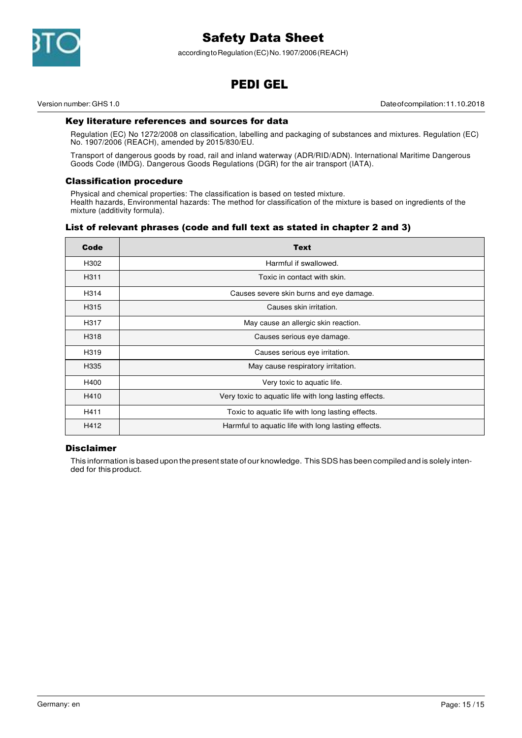### Key literature references and sources for data

Regulation (EC) No 1272/2008 on classification, labelling and packaging of substances and mixtures. Regulation (EC) No. 1907/2006 (REACH), amended by 2015/830/EU.

Transport of dangerous goods by road, rail and inland waterway (ADR/RID/ADN). International Maritime Dangerous Goods Code (IMDG). Dangerous Goods Regulations (DGR) for the air transport (IATA).

### Classification procedure

Physical and chemical properties: The classification is based on tested mixture.
Health hazards, Environmental hazards: The method for classification of the mixture is based on ingredients of the mixture (additivity formula).

### List of relevant phrases (code and full text as stated in chapter 2 and 3)

| Code | Text |
|---|---|
| H302 | Harmful if swallowed. |
| H311 | Toxic in contact with skin. |
| H314 | Causes severe skin burns and eye damage. |
| H315 | Causes skin irritation. |
| H317 | May cause an allergic skin reaction. |
| H318 | Causes serious eye damage. |
| H319 | Causes serious eye irritation. |
| H335 | May cause respiratory irritation. |
| H400 | Very toxic to aquatic life. |
| H410 | Very toxic to aquatic life with long lasting effects. |
| H411 | Toxic to aquatic life with long lasting effects. |
| H412 | Harmful to aquatic life with long lasting effects. |

### Disclaimer

This information is based upon the present state of our knowledge. This SDS has been compiled and is solely intended for this product.